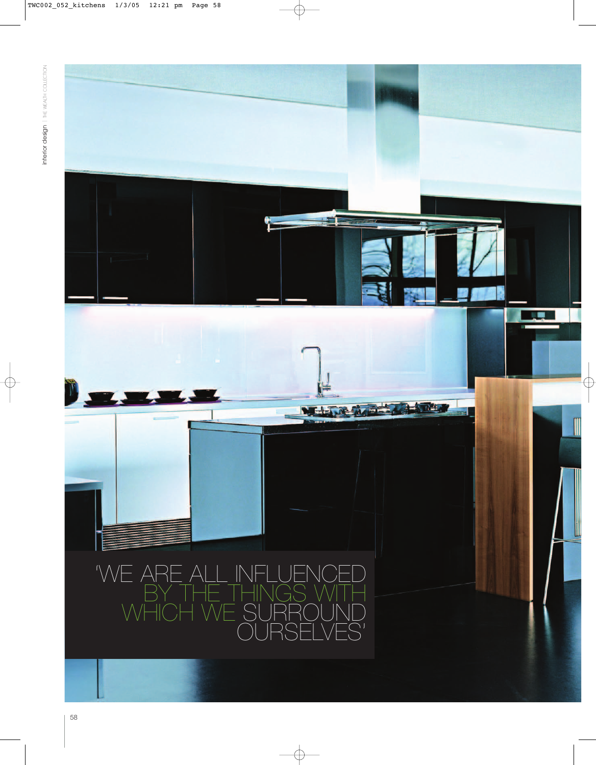'WE ARE ALL INFLUENCED BY THE THINGS WITH WHICH WE SURROUND OURSELVES'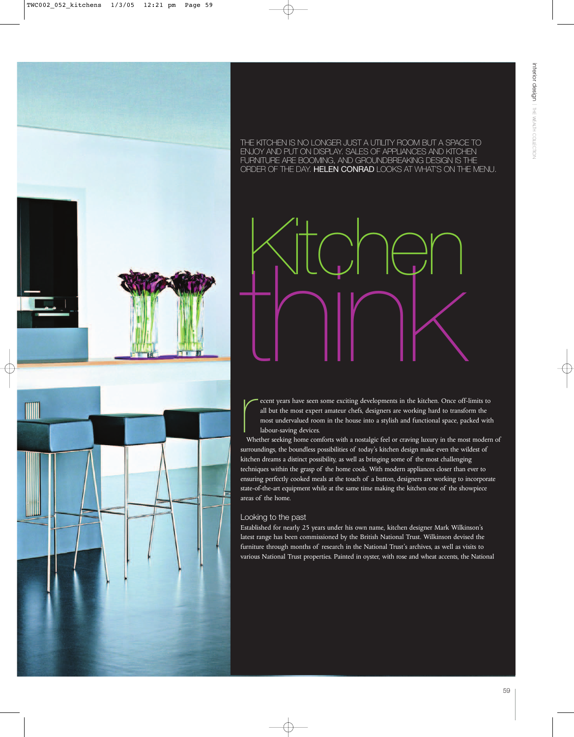THE KITCHEN IS NO LONGER JUST A UTILITY ROOM BUT A SPACE TO ENJOY AND PUT ON DISPLAY. SALES OF APPLIANCES AND KITCHEN FURNITURE ARE BOOMING, AND GROUNDBREAKING DESIGN IS THE ORDER OF THE DAY. **HELEN CONRAD** LOOKS AT WHAT'S ON THE MENU.

# Kitchen think

Recent years have seen some exciting developments in the kitchen. Once off-limits to all but the most expert amateur chefs, designers are working hard to transform the most undervalued room in the house into a stylish and functional space, packed with labour-saving devices.

Whether seeking home comforts with a nostalgic feel or craving luxury in the most modern of surroundings, the boundless possibilities of today's kitchen design make even the wildest of kitchen dreams a distinct possibility, as well as bringing some of the most challenging techniques within the grasp of the home cook. With modern appliances closer than ever to ensuring perfectly cooked meals at the touch of a button, designers are working to incorporate state-of-the-art equipment while at the same time making the kitchen one of the showpiece areas of the home.

## Looking to the past

Established for nearly 25 years under his own name, kitchen designer Mark Wilkinson's latest range has been commissioned by the British National Trust. Wilkinson devised the furniture through months of research in the National Trust's archives, as well as visits to various National Trust properties. Painted in oyster, with rose and wheat accents, the National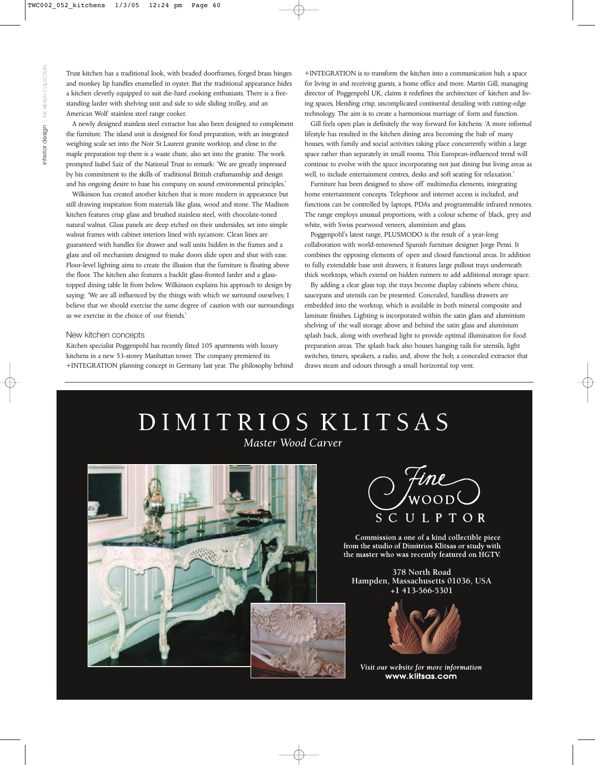Trust kitchen has a traditional look, with beaded doorframes, forged brass hinges and monkey lip handles enamelled in oyster. But the traditional appearance hides a kitchen cleverly equipped to suit die-hard cooking enthusiasts. There is a free-standing larder with shelving unit and side to side sliding trolley, and an American Wolf stainless steel range cooker.

A newly designed stainless steel extractor has also been designed to complement the furniture. The island unit is designed for food preparation, with an integrated weighing scale set into the Noir St Laurent granite worktop, and close to the maple preparation top there is a waste chute, also set into the granite. The work prompted Isabel Saiz of the National Trust to remark: 'We are greatly impressed by his commitment to the skills of traditional British craftsmanship and design and his ongoing desire to base his company on sound environmental principles.'

Wilkinson has created another kitchen that is more modern in appearance but still drawing inspiration from materials like glass, wood and stone. The Madison kitchen features crisp glass and brushed stainless steel, with chocolate-toned natural walnut. Glass panels are deep etched on their undersides, set into simple walnut frames with cabinet interiors lined with sycamore. Clean lines are guaranteed with handles for drawer and wall units hidden in the frames and a glass and oil mechanism designed to make doors slide open and shut with ease. Floor-level lighting aims to create the illusion that the furniture is floating above the floor. The kitchen also features a backlit glass-fronted larder and a glass-topped dining table lit from below. Wilkinson explains his approach to design by saying: 'We are all influenced by the things with which we surround ourselves; I believe that we should exercise the same degree of caution with our surroundings as we exercise in the choice of our friends.'

## New kitchen concepts

Kitchen specialist Poggenpohl has recently fitted 105 apartments with luxury kitchens in a new 53-storey Manhattan tower. The company premiered its +INTEGRATION planning concept in Germany last year. The philosophy behind +INTEGRATION is to transform the kitchen into a communication hub, a space for living in and receiving guests, a home office and more. Martin Gill, managing director of Poggenpohl UK, claims it redefines the architecture of kitchen and living spaces, blending crisp, uncomplicated continental detailing with cutting-edge technology. The aim is to create a harmonious marriage of form and function.

Gill feels open plan is definitely the way forward for kitchens: 'A more informal lifestyle has resulted in the kitchen dining area becoming the hub of many houses, with family and social activities taking place concurrently within a large space rather than separately in small rooms. This European-influenced trend will continue to evolve with the space incorporating not just dining but living areas as well, to include entertainment centres, desks and soft seating for relaxation.'

Furniture has been designed to show off multimedia elements, integrating home entertainment concepts. Telephone and internet access is included, and functions can be controlled by laptops, PDAs and programmable infrared remotes. The range employs unusual proportions, with a colour scheme of black, grey and white, with Swiss pearwood veneers, aluminium and glass.

Poggenpohl's latest range, PLUSMODO is the result of a year-long collaboration with world-renowned Spanish furniture designer Jorge Pensi. It combines the opposing elements of open and closed functional areas. In addition to fully extendable base unit drawers, it features large pullout trays underneath thick worktops, which extend on hidden runners to add additional storage space.

By adding a clear glass top, the trays become display cabinets where china, saucepans and utensils can be presented. Concealed, handless drawers are embedded into the worktop, which is available in both mineral composite and laminate finishes. Lighting is incorporated within the satin glass and aluminium shelving of the wall storage above and behind the satin glass and aluminium splash back, along with overhead light to provide optimal illumination for food preparation areas. The splash back also houses hanging rails for utensils, light switches, timers, speakers, a radio, and, above the hob, a concealed extractor that draws steam and odours through a small horizontal top vent.

# DIMITRIOS KLITSAS

*Master Wood Carver*

Fine WOOD SCULPTOR

Commission a one of a kind collectible piece from the studio of Dimitrios Klitsas or study with the master who was recently featured on HGTV.

378 North Road
Hampden, Massachusetts 01036, USA
+1 413-566-5301

*Visit our website for more information*
**www.klitsas.com**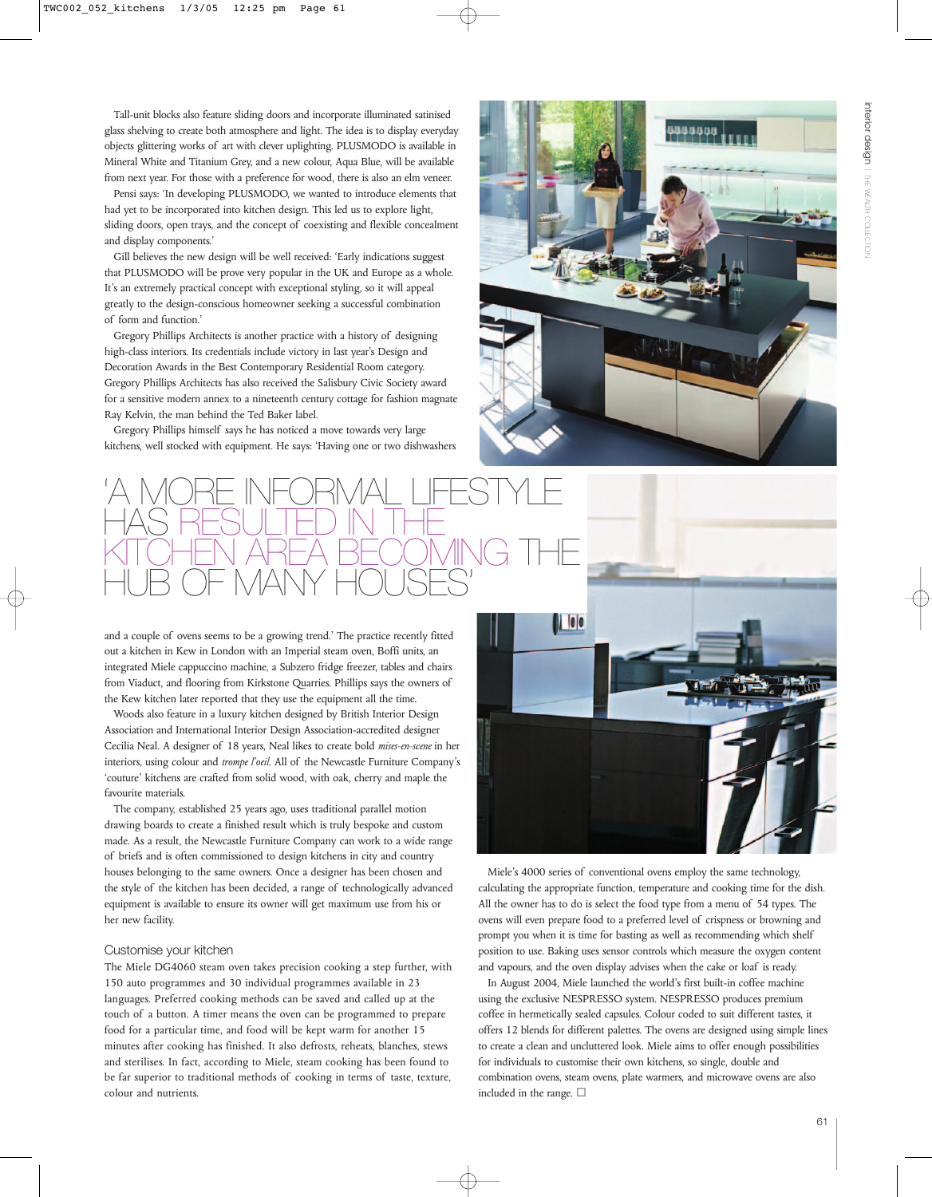Tall-unit blocks also feature sliding doors and incorporate illuminated satinised glass shelving to create both atmosphere and light. The idea is to display everyday objects glittering works of art with clever uplighting. PLUSMODO is available in Mineral White and Titanium Grey, and a new colour, Aqua Blue, will be available from next year. For those with a preference for wood, there is also an elm veneer.

Pensi says: 'In developing PLUSMODO, we wanted to introduce elements that had yet to be incorporated into kitchen design. This led us to explore light, sliding doors, open trays, and the concept of coexisting and flexible concealment and display components.'

Gill believes the new design will be well received: 'Early indications suggest that PLUSMODO will be prove very popular in the UK and Europe as a whole. It's an extremely practical concept with exceptional styling, so it will appeal greatly to the design-conscious homeowner seeking a successful combination of form and function.'

Gregory Phillips Architects is another practice with a history of designing high-class interiors. Its credentials include victory in last year's Design and Decoration Awards in the Best Contemporary Residential Room category. Gregory Phillips Architects has also received the Salisbury Civic Society award for a sensitive modern annex to a nineteenth century cottage for fashion magnate Ray Kelvin, the man behind the Ted Baker label.

Gregory Phillips himself says he has noticed a move towards very large kitchens, well stocked with equipment. He says: 'Having one or two dishwashers and a couple of ovens seems to be a growing trend.' The practice recently fitted out a kitchen in Kew in London with an Imperial steam oven, Boffi units, an integrated Miele cappuccino machine, a Subzero fridge freezer, tables and chairs from Viaduct, and flooring from Kirkstone Quarries. Phillips says the owners of the Kew kitchen later reported that they use the equipment all the time.

## 'A MORE INFORMAL LIFESTYLE HAS RESULTED IN THE KITCHEN AREA BECOMING THE HUB OF MANY HOUSES'

Woods also feature in a luxury kitchen designed by British Interior Design Association and International Interior Design Association-accredited designer Cecilia Neal. A designer of 18 years, Neal likes to create bold *mises-en-scene* in her interiors, using colour and *trompe l'oeil*. All of the Newcastle Furniture Company's 'couture' kitchens are crafted from solid wood, with oak, cherry and maple the favourite materials.

The company, established 25 years ago, uses traditional parallel motion drawing boards to create a finished result which is truly bespoke and custom made. As a result, the Newcastle Furniture Company can work to a wide range of briefs and is often commissioned to design kitchens in city and country houses belonging to the same owners. Once a designer has been chosen and the style of the kitchen has been decided, a range of technologically advanced equipment is available to ensure its owner will get maximum use from his or her new facility.

### Customise your kitchen

The Miele DG4060 steam oven takes precision cooking a step further, with 150 auto programmes and 30 individual programmes available in 23 languages. Preferred cooking methods can be saved and called up at the touch of a button. A timer means the oven can be programmed to prepare food for a particular time, and food will be kept warm for another 15 minutes after cooking has finished. It also defrosts, reheats, blanches, stews and sterilises. In fact, according to Miele, steam cooking has been found to be far superior to traditional methods of cooking in terms of taste, texture, colour and nutrients.

Miele's 4000 series of conventional ovens employ the same technology, calculating the appropriate function, temperature and cooking time for the dish. All the owner has to do is select the food type from a menu of 54 types. The ovens will even prepare food to a preferred level of crispness or browning and prompt you when it is time for basting as well as recommending which shelf position to use. Baking uses sensor controls which measure the oxygen content and vapours, and the oven display advises when the cake or loaf is ready.

In August 2004, Miele launched the world's first built-in coffee machine using the exclusive NESPRESSO system. NESPRESSO produces premium coffee in hermetically sealed capsules. Colour coded to suit different tastes, it offers 12 blends for different palettes. The ovens are designed using simple lines to create a clean and uncluttered look. Miele aims to offer enough possibilities for individuals to customise their own kitchens, so single, double and combination ovens, steam ovens, plate warmers, and microwave ovens are also included in the range. ☐